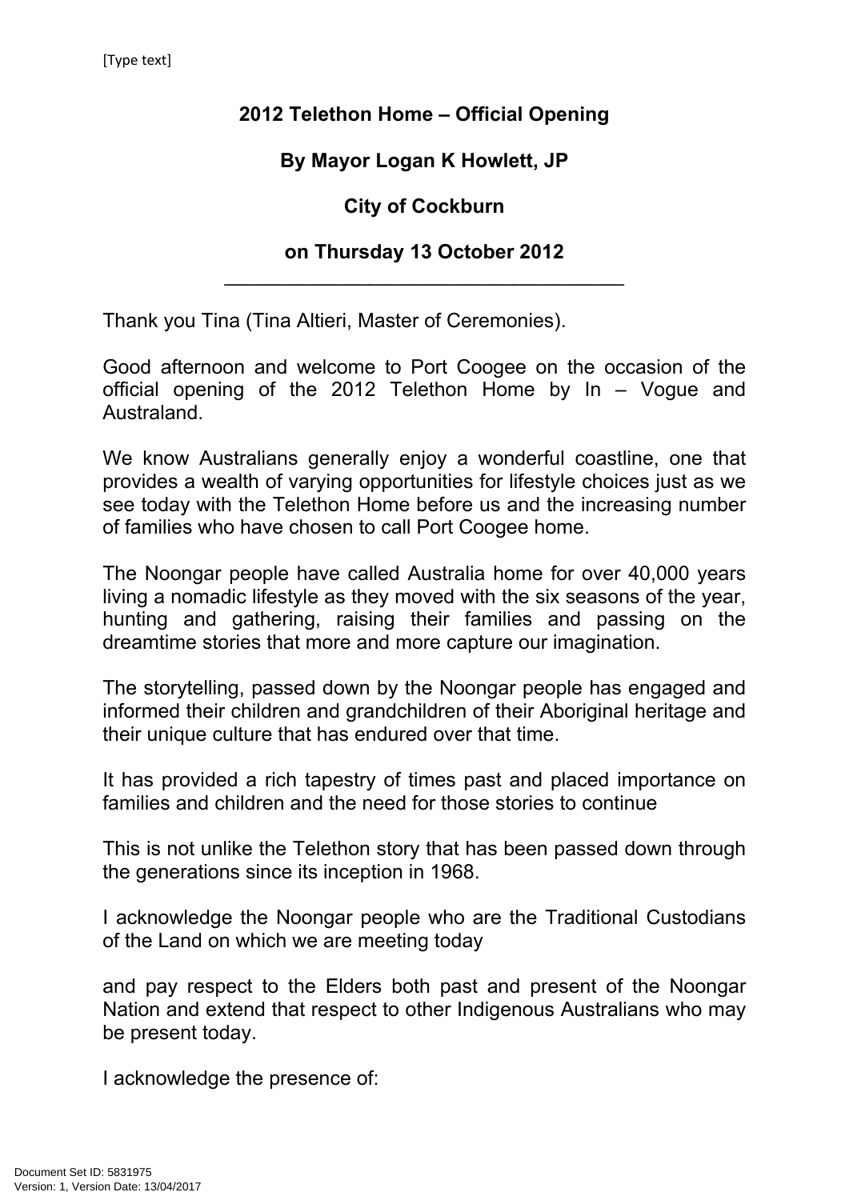**2012 Telethon Home – Official Opening**

**By Mayor Logan K Howlett, JP**

**City of Cockburn**

**on Thursday 13 October 2012**

---

Thank you Tina (Tina Altieri, Master of Ceremonies).

Good afternoon and welcome to Port Coogee on the occasion of the official opening of the 2012 Telethon Home by In – Vogue and Australand.

We know Australians generally enjoy a wonderful coastline, one that provides a wealth of varying opportunities for lifestyle choices just as we see today with the Telethon Home before us and the increasing number of families who have chosen to call Port Coogee home.

The Noongar people have called Australia home for over 40,000 years living a nomadic lifestyle as they moved with the six seasons of the year, hunting and gathering, raising their families and passing on the dreamtime stories that more and more capture our imagination.

The storytelling, passed down by the Noongar people has engaged and informed their children and grandchildren of their Aboriginal heritage and their unique culture that has endured over that time.

It has provided a rich tapestry of times past and placed importance on families and children and the need for those stories to continue

This is not unlike the Telethon story that has been passed down through the generations since its inception in 1968.

I acknowledge the Noongar people who are the Traditional Custodians of the Land on which we are meeting today

and pay respect to the Elders both past and present of the Noongar Nation and extend that respect to other Indigenous Australians who may be present today.

I acknowledge the presence of: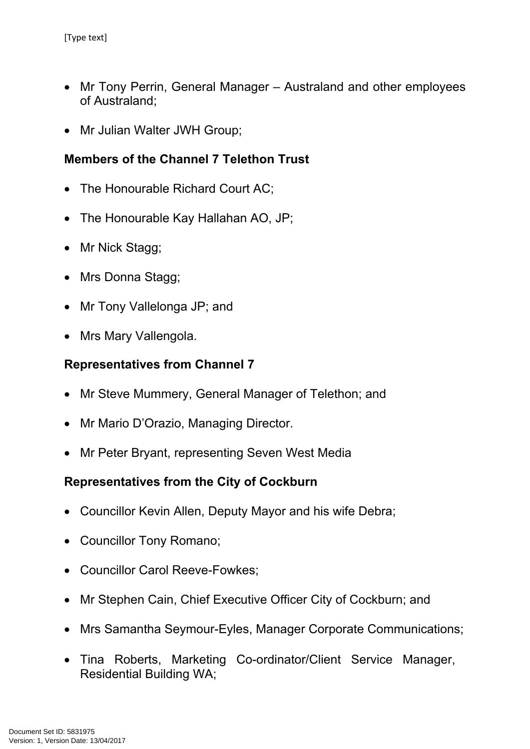- Mr Tony Perrin, General Manager – Australand and other employees of Australand;
- Mr Julian Walter JWH Group;

**Members of the Channel 7 Telethon Trust**

- The Honourable Richard Court AC;
- The Honourable Kay Hallahan AO, JP;
- Mr Nick Stagg;
- Mrs Donna Stagg;
- Mr Tony Vallelonga JP; and
- Mrs Mary Vallengola.

**Representatives from Channel 7**

- Mr Steve Mummery, General Manager of Telethon; and
- Mr Mario D'Orazio, Managing Director.
- Mr Peter Bryant, representing Seven West Media

**Representatives from the City of Cockburn**

- Councillor Kevin Allen, Deputy Mayor and his wife Debra;
- Councillor Tony Romano;
- Councillor Carol Reeve-Fowkes;
- Mr Stephen Cain, Chief Executive Officer City of Cockburn; and
- Mrs Samantha Seymour-Eyles, Manager Corporate Communications;
- Tina Roberts, Marketing Co-ordinator/Client Service Manager, Residential Building WA;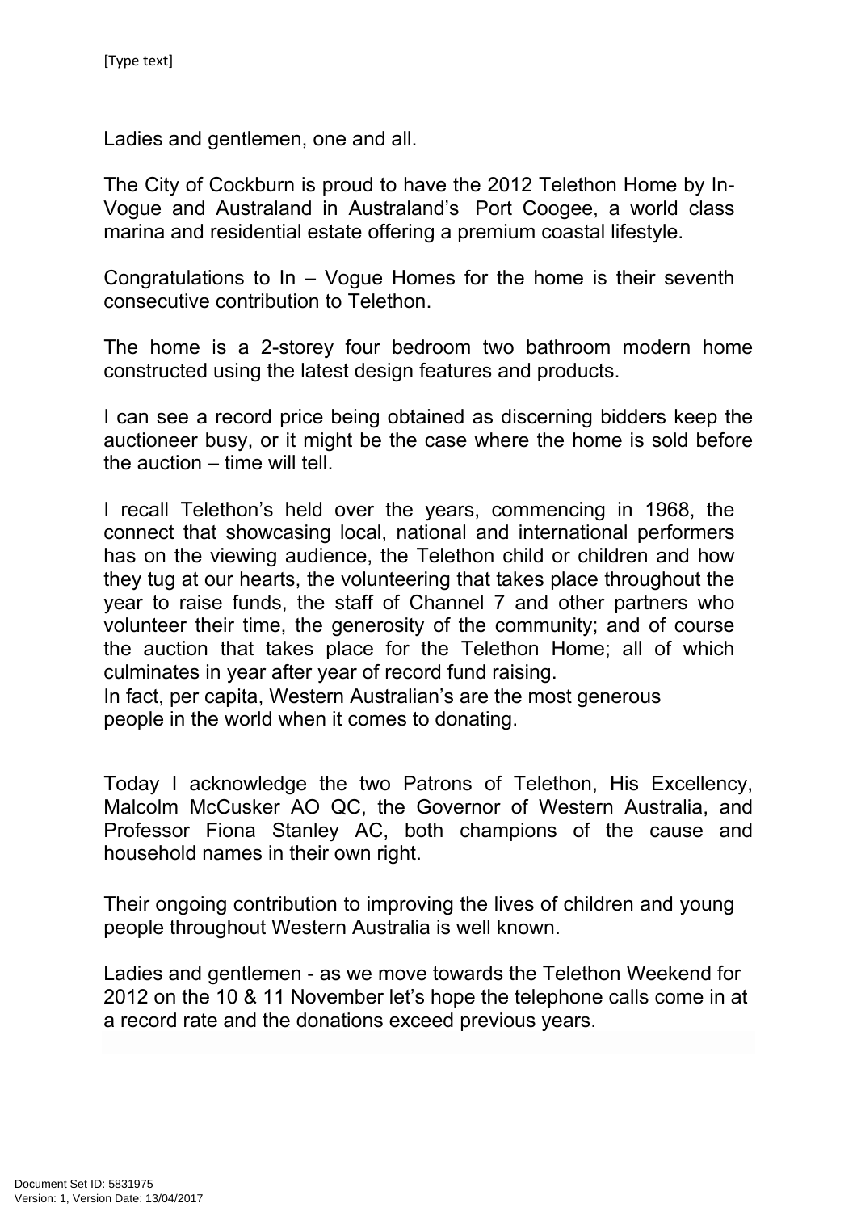Ladies and gentlemen, one and all.

The City of Cockburn is proud to have the 2012 Telethon Home by In-Vogue and Australand in Australand's Port Coogee, a world class marina and residential estate offering a premium coastal lifestyle.

Congratulations to In – Vogue Homes for the home is their seventh consecutive contribution to Telethon.

The home is a 2-storey four bedroom two bathroom modern home constructed using the latest design features and products.

I can see a record price being obtained as discerning bidders keep the auctioneer busy, or it might be the case where the home is sold before the auction – time will tell.

I recall Telethon's held over the years, commencing in 1968, the connect that showcasing local, national and international performers has on the viewing audience, the Telethon child or children and how they tug at our hearts, the volunteering that takes place throughout the year to raise funds, the staff of Channel 7 and other partners who volunteer their time, the generosity of the community; and of course the auction that takes place for the Telethon Home; all of which culminates in year after year of record fund raising.
In fact, per capita, Western Australian's are the most generous people in the world when it comes to donating.

Today I acknowledge the two Patrons of Telethon, His Excellency, Malcolm McCusker AO QC, the Governor of Western Australia, and Professor Fiona Stanley AC, both champions of the cause and household names in their own right.

Their ongoing contribution to improving the lives of children and young people throughout Western Australia is well known.

Ladies and gentlemen - as we move towards the Telethon Weekend for 2012 on the 10 & 11 November let's hope the telephone calls come in at a record rate and the donations exceed previous years.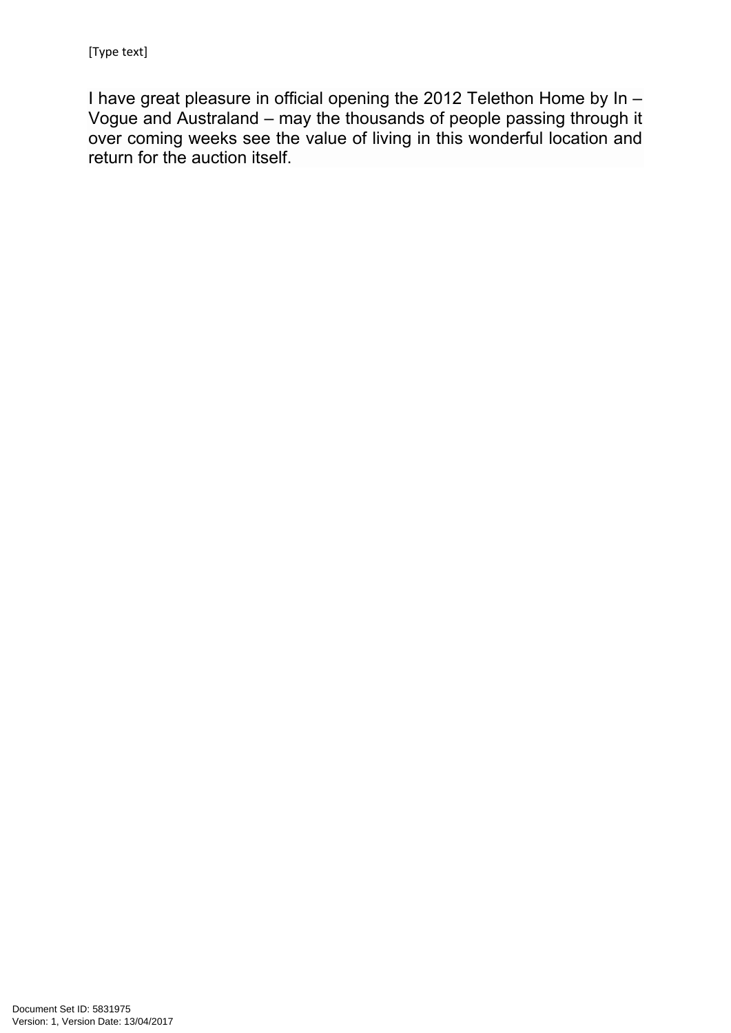I have great pleasure in official opening the 2012 Telethon Home by In – Vogue and Australand – may the thousands of people passing through it over coming weeks see the value of living in this wonderful location and return for the auction itself.